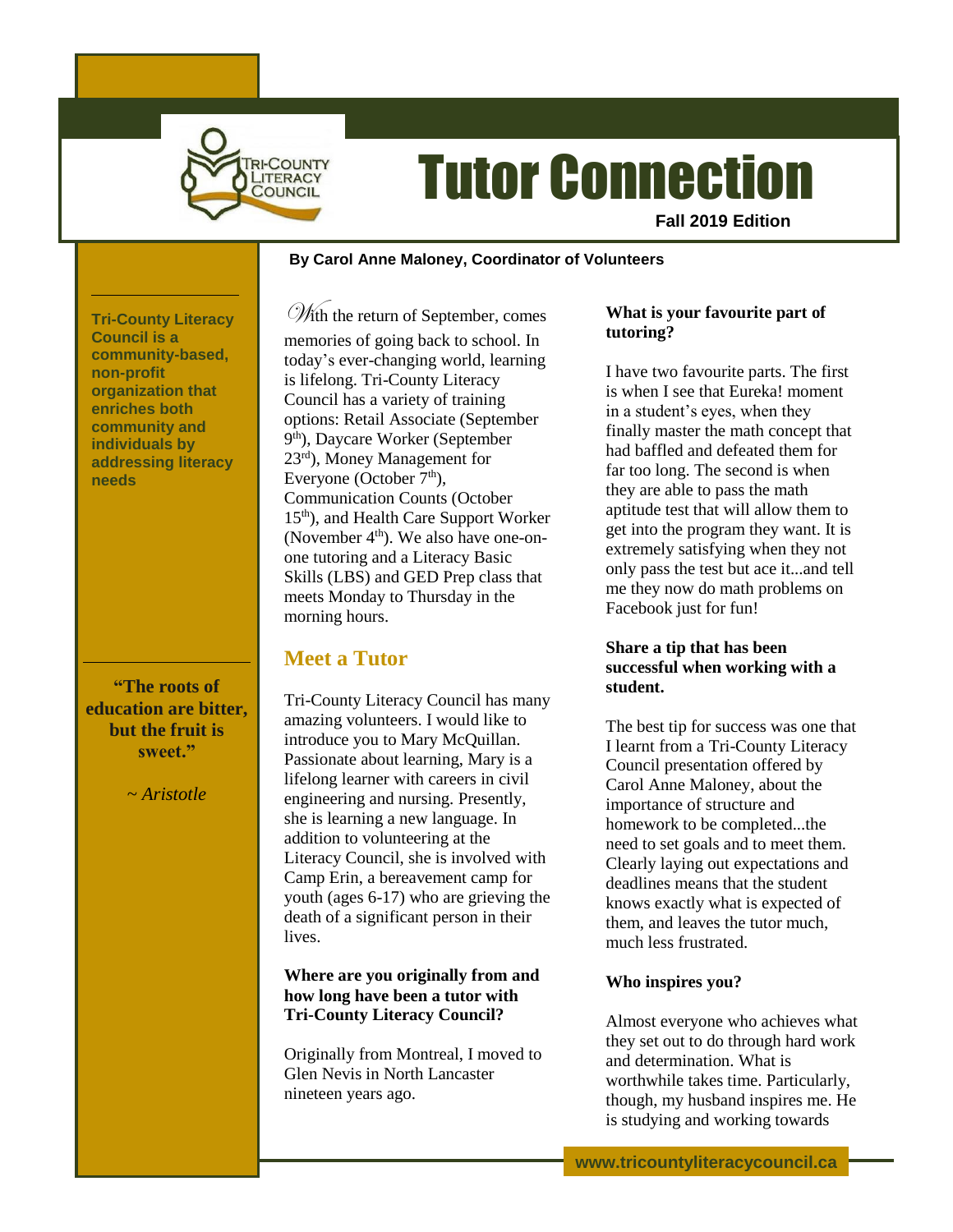# Tutor Connection

**Fall 2019 Edition**

**By Carol Anne Maloney, Coordinator of Volunteers**

**Tri-County Literacy Council is a community-based, non-profit organization that enriches both community and individuals by addressing literacy needs**

**"The roots of education are bitter, but the fruit is sweet."**

*~ Aristotle*

With the return of September, comes memories of going back to school. In today's ever-changing world, learning is lifelong. Tri-County Literacy Council has a variety of training options: Retail Associate (September 9th), Daycare Worker (September 23rd), Money Management for Everyone (October 7th), Communication Counts (October 15th), and Health Care Support Worker (November 4th). We also have one-on-one tutoring and a Literacy Basic Skills (LBS) and GED Prep class that meets Monday to Thursday in the morning hours.

## Meet a Tutor

Tri-County Literacy Council has many amazing volunteers. I would like to introduce you to Mary McQuillan. Passionate about learning, Mary is a lifelong learner with careers in civil engineering and nursing. Presently, she is learning a new language. In addition to volunteering at the Literacy Council, she is involved with Camp Erin, a bereavement camp for youth (ages 6-17) who are grieving the death of a significant person in their lives.

**Where are you originally from and how long have been a tutor with Tri-County Literacy Council?**

Originally from Montreal, I moved to Glen Nevis in North Lancaster nineteen years ago.

**What is your favourite part of tutoring?**

I have two favourite parts. The first is when I see that Eureka! moment in a student's eyes, when they finally master the math concept that had baffled and defeated them for far too long. The second is when they are able to pass the math aptitude test that will allow them to get into the program they want. It is extremely satisfying when they not only pass the test but ace it...and tell me they now do math problems on Facebook just for fun!

**Share a tip that has been successful when working with a student.**

The best tip for success was one that I learnt from a Tri-County Literacy Council presentation offered by Carol Anne Maloney, about the importance of structure and homework to be completed...the need to set goals and to meet them. Clearly laying out expectations and deadlines means that the student knows exactly what is expected of them, and leaves the tutor much, much less frustrated.

**Who inspires you?**

Almost everyone who achieves what they set out to do through hard work and determination. What is worthwhile takes time. Particularly, though, my husband inspires me. He is studying and working towards

www.tricountyliteracycouncil.ca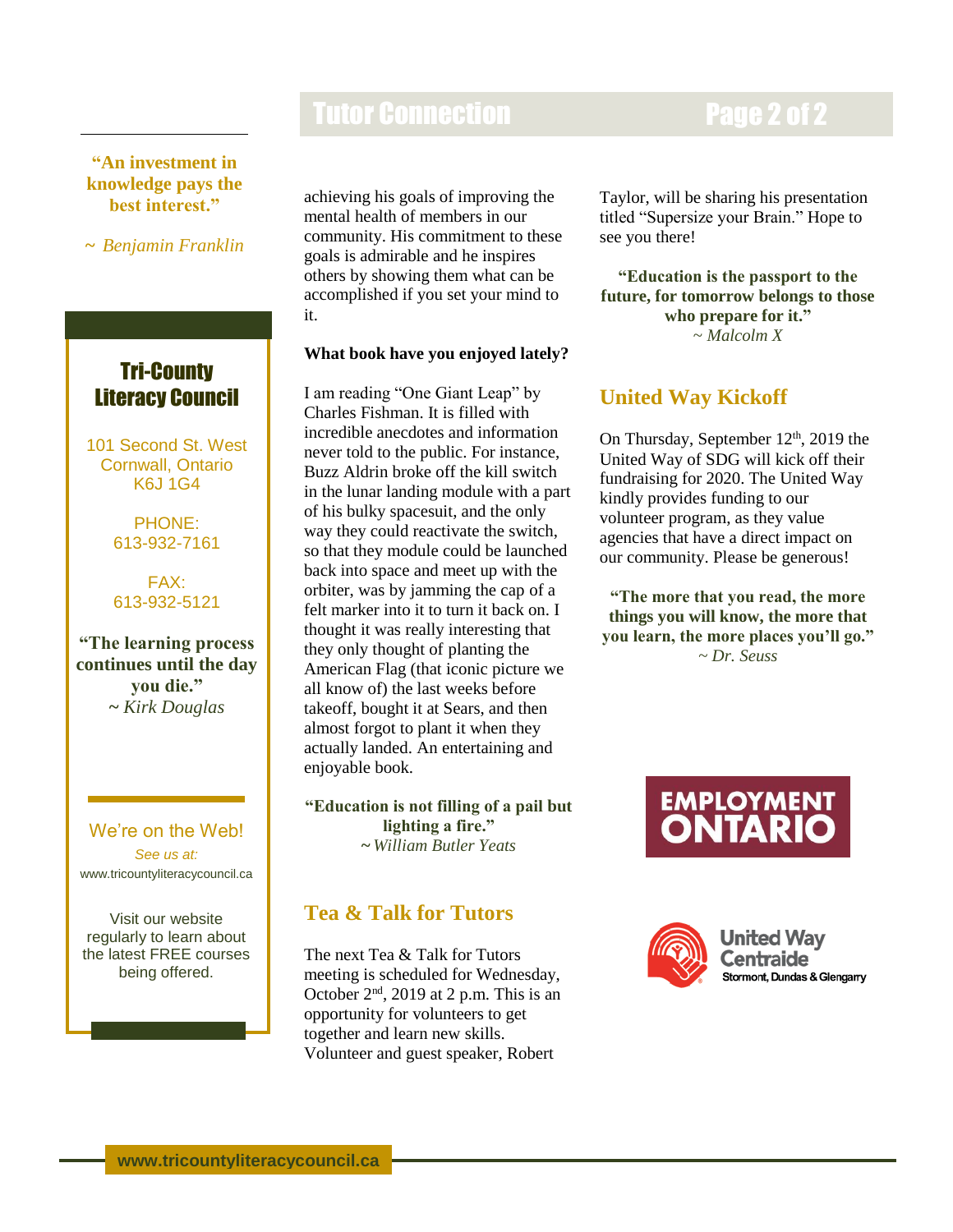**"An investment in knowledge pays the best interest."**

*~ Benjamin Franklin*

## Tri-County Literacy Council

101 Second St. West
Cornwall, Ontario
K6J 1G4

PHONE:
613-932-7161

FAX:
613-932-5121

**"The learning process continues until the day you die."**
*~ Kirk Douglas*

We're on the Web!

*See us at:*

www.tricountyliteracycouncil.ca

Visit our website regularly to learn about the latest FREE courses being offered.

achieving his goals of improving the mental health of members in our community. His commitment to these goals is admirable and he inspires others by showing them what can be accomplished if you set your mind to it.

**What book have you enjoyed lately?**

I am reading "One Giant Leap" by Charles Fishman. It is filled with incredible anecdotes and information never told to the public. For instance, Buzz Aldrin broke off the kill switch in the lunar landing module with a part of his bulky spacesuit, and the only way they could reactivate the switch, so that they module could be launched back into space and meet up with the orbiter, was by jamming the cap of a felt marker into it to turn it back on. I thought it was really interesting that they only thought of planting the American Flag (that iconic picture we all know of) the last weeks before takeoff, bought it at Sears, and then almost forgot to plant it when they actually landed. An entertaining and enjoyable book.

**"Education is not filling of a pail but lighting a fire."**
*~ William Butler Yeats*

## Tea & Talk for Tutors

The next Tea & Talk for Tutors meeting is scheduled for Wednesday, October 2nd, 2019 at 2 p.m. This is an opportunity for volunteers to get together and learn new skills. Volunteer and guest speaker, Robert Taylor, will be sharing his presentation titled "Supersize your Brain." Hope to see you there!

**"Education is the passport to the future, for tomorrow belongs to those who prepare for it."**
*~ Malcolm X*

## United Way Kickoff

On Thursday, September 12th, 2019 the United Way of SDG will kick off their fundraising for 2020. The United Way kindly provides funding to our volunteer program, as they value agencies that have a direct impact on our community. Please be generous!

**"The more that you read, the more things you will know, the more that you learn, the more places you'll go."**
*~ Dr. Seuss*

EMPLOYMENT ONTARIO

United Way Centraide
Stormont, Dundas & Glengarry

www.tricountyliteracycouncil.ca